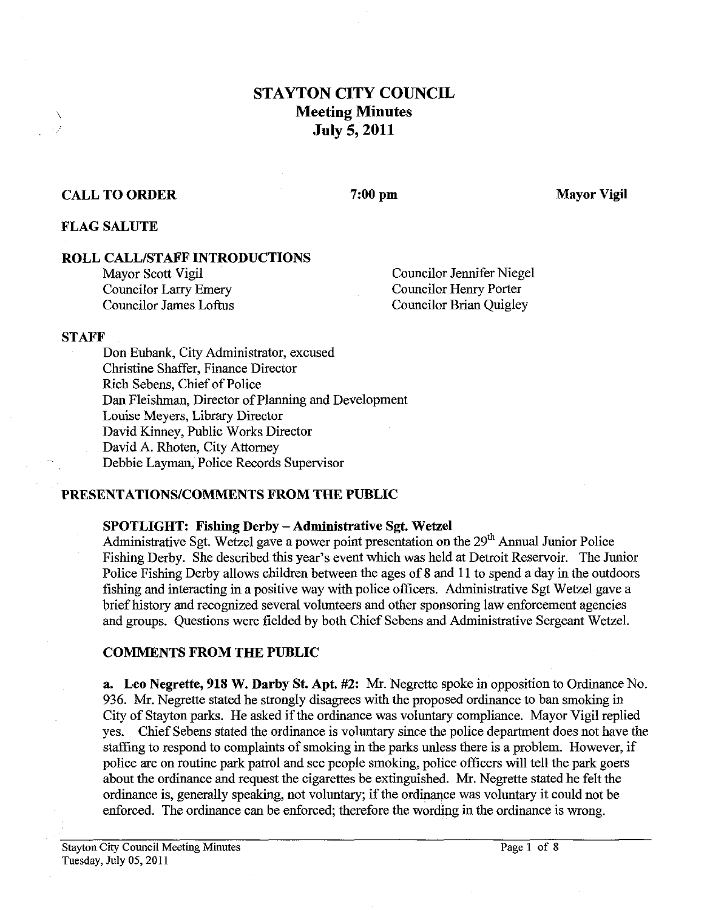# STAYTON CITY COUNCIL
## Meeting Minutes
## July 5, 2011

**CALL TO ORDER** **7:00 pm** **Mayor Vigil**

**FLAG SALUTE**

**ROLL CALL/STAFF INTRODUCTIONS**

Mayor Scott Vigil
Councilor Larry Emery
Councilor James Loftus
Councilor Jennifer Niegel
Councilor Henry Porter
Councilor Brian Quigley

**STAFF**

Don Eubank, City Administrator, excused
Christine Shaffer, Finance Director
Rich Sebens, Chief of Police
Dan Fleishman, Director of Planning and Development
Louise Meyers, Library Director
David Kinney, Public Works Director
David A. Rhoten, City Attorney
Debbie Layman, Police Records Supervisor

**PRESENTATIONS/COMMENTS FROM THE PUBLIC**

**SPOTLIGHT: Fishing Derby – Administrative Sgt. Wetzel**
Administrative Sgt. Wetzel gave a power point presentation on the 29th Annual Junior Police Fishing Derby. She described this year's event which was held at Detroit Reservoir. The Junior Police Fishing Derby allows children between the ages of 8 and 11 to spend a day in the outdoors fishing and interacting in a positive way with police officers. Administrative Sgt Wetzel gave a brief history and recognized several volunteers and other sponsoring law enforcement agencies and groups. Questions were fielded by both Chief Sebens and Administrative Sergeant Wetzel.

**COMMENTS FROM THE PUBLIC**

**a. Leo Negrette, 918 W. Darby St. Apt. #2:** Mr. Negrette spoke in opposition to Ordinance No. 936. Mr. Negrette stated he strongly disagrees with the proposed ordinance to ban smoking in City of Stayton parks. He asked if the ordinance was voluntary compliance. Mayor Vigil replied yes. Chief Sebens stated the ordinance is voluntary since the police department does not have the staffing to respond to complaints of smoking in the parks unless there is a problem. However, if police are on routine park patrol and see people smoking, police officers will tell the park goers about the ordinance and request the cigarettes be extinguished. Mr. Negrette stated he felt the ordinance is, generally speaking, not voluntary; if the ordinance was voluntary it could not be enforced. The ordinance can be enforced; therefore the wording in the ordinance is wrong.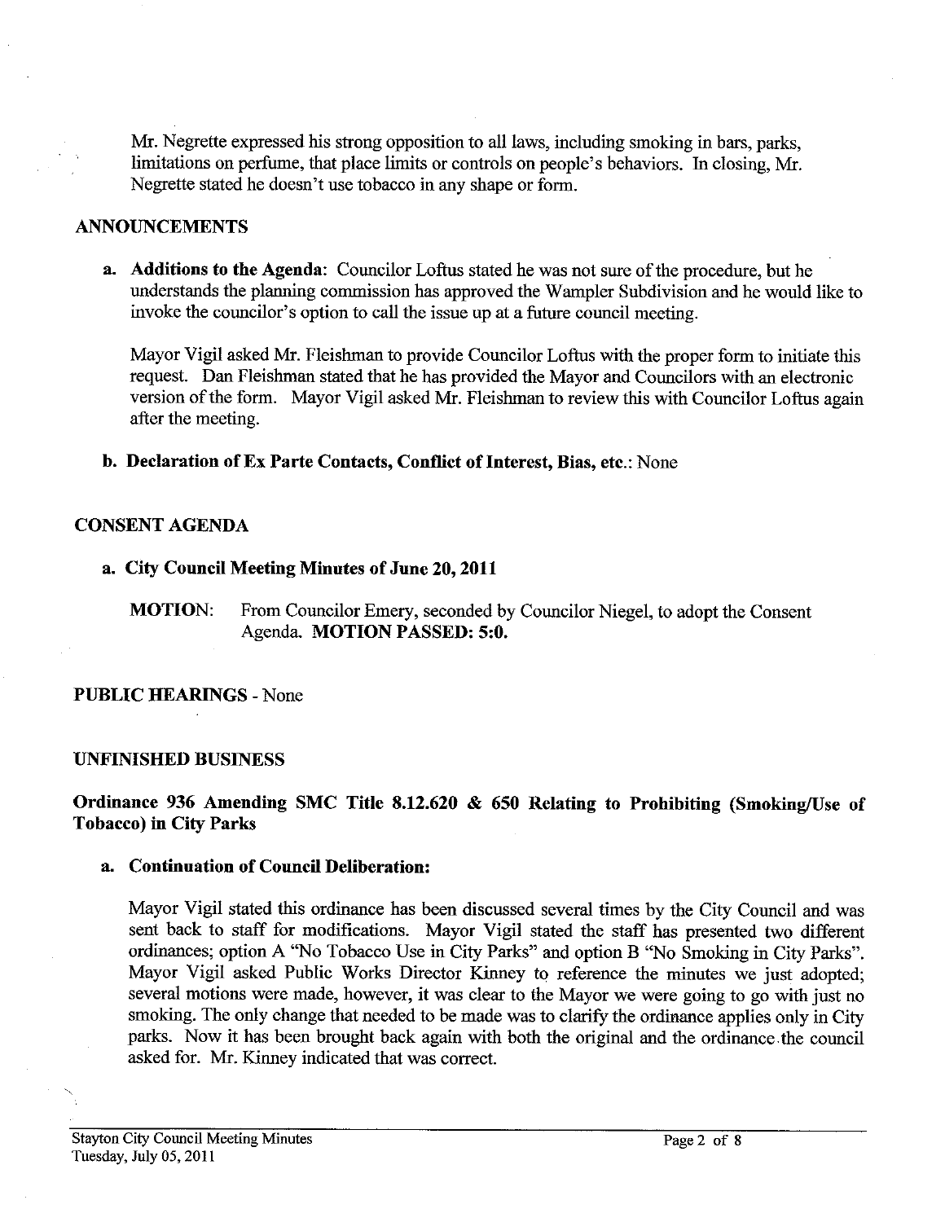Mr. Negrette expressed his strong opposition to all laws, including smoking in bars, parks, limitations on perfume, that place limits or controls on people's behaviors. In closing, Mr. Negrette stated he doesn't use tobacco in any shape or form.

## ANNOUNCEMENTS

**a. Additions to the Agenda**: Councilor Loftus stated he was not sure of the procedure, but he understands the planning commission has approved the Wampler Subdivision and he would like to invoke the councilor's option to call the issue up at a future council meeting.

Mayor Vigil asked Mr. Fleishman to provide Councilor Loftus with the proper form to initiate this request. Dan Fleishman stated that he has provided the Mayor and Councilors with an electronic version of the form. Mayor Vigil asked Mr. Fleishman to review this with Councilor Loftus again after the meeting.

**b. Declaration of Ex Parte Contacts, Conflict of Interest, Bias, etc.**: None

## CONSENT AGENDA

**a. City Council Meeting Minutes of June 20, 2011**

**MOTION**: From Councilor Emery, seconded by Councilor Niegel, to adopt the Consent Agenda. **MOTION PASSED: 5:0.**

## PUBLIC HEARINGS - None

## UNFINISHED BUSINESS

### Ordinance 936 Amending SMC Title 8.12.620 & 650 Relating to Prohibiting (Smoking/Use of Tobacco) in City Parks

**a. Continuation of Council Deliberation:**

Mayor Vigil stated this ordinance has been discussed several times by the City Council and was sent back to staff for modifications. Mayor Vigil stated the staff has presented two different ordinances; option A "No Tobacco Use in City Parks" and option B "No Smoking in City Parks". Mayor Vigil asked Public Works Director Kinney to reference the minutes we just adopted; several motions were made, however, it was clear to the Mayor we were going to go with just no smoking. The only change that needed to be made was to clarify the ordinance applies only in City parks. Now it has been brought back again with both the original and the ordinance the council asked for. Mr. Kinney indicated that was correct.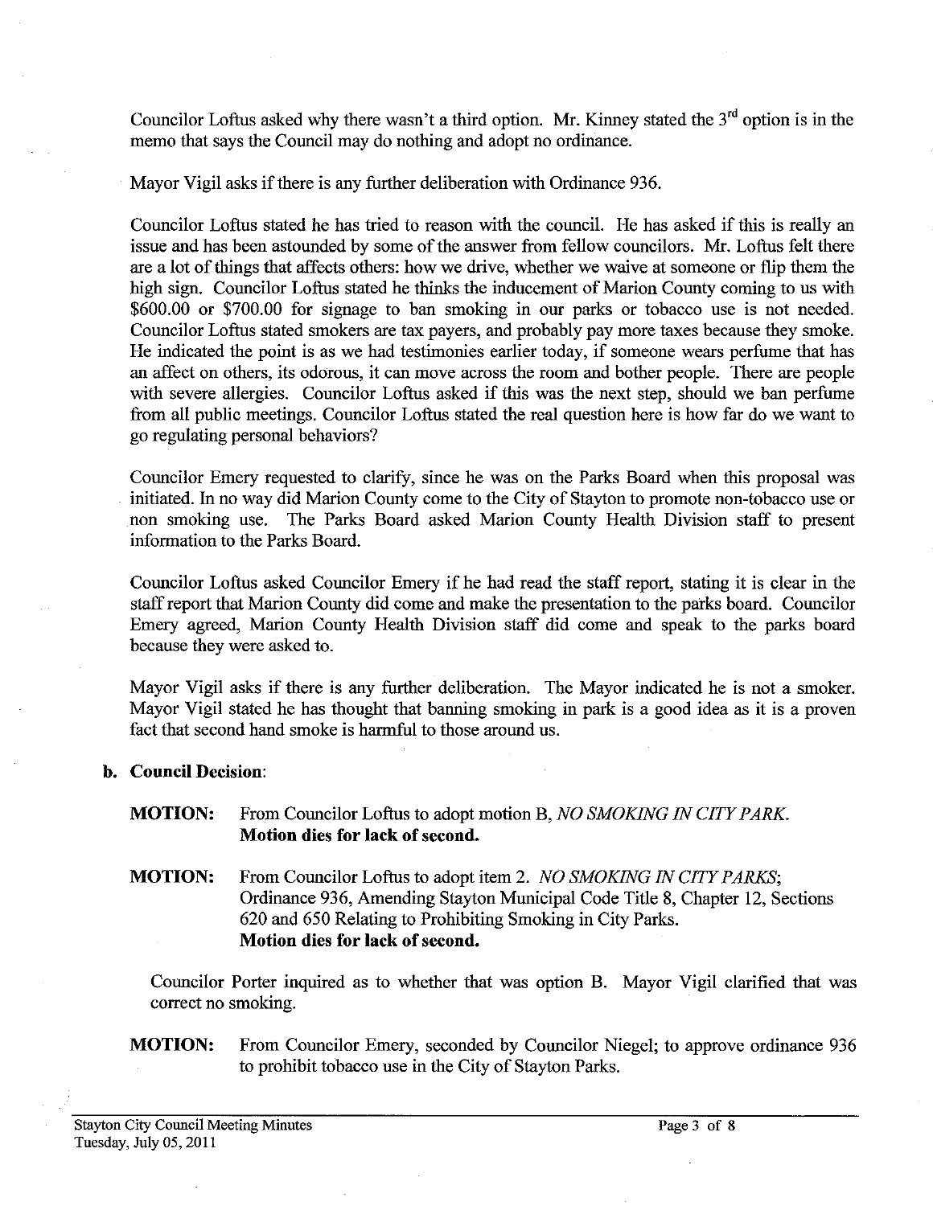Councilor Loftus asked why there wasn't a third option. Mr. Kinney stated the 3rd option is in the memo that says the Council may do nothing and adopt no ordinance.

Mayor Vigil asks if there is any further deliberation with Ordinance 936.

Councilor Loftus stated he has tried to reason with the council. He has asked if this is really an issue and has been astounded by some of the answer from fellow councilors. Mr. Loftus felt there are a lot of things that affects others: how we drive, whether we waive at someone or flip them the high sign. Councilor Loftus stated he thinks the inducement of Marion County coming to us with \$600.00 or \$700.00 for signage to ban smoking in our parks or tobacco use is not needed. Councilor Loftus stated smokers are tax payers, and probably pay more taxes because they smoke. He indicated the point is as we had testimonies earlier today, if someone wears perfume that has an affect on others, its odorous, it can move across the room and bother people. There are people with severe allergies. Councilor Loftus asked if this was the next step, should we ban perfume from all public meetings. Councilor Loftus stated the real question here is how far do we want to go regulating personal behaviors?

Councilor Emery requested to clarify, since he was on the Parks Board when this proposal was initiated. In no way did Marion County come to the City of Stayton to promote non-tobacco use or non smoking use. The Parks Board asked Marion County Health Division staff to present information to the Parks Board.

Councilor Loftus asked Councilor Emery if he had read the staff report, stating it is clear in the staff report that Marion County did come and make the presentation to the parks board. Councilor Emery agreed, Marion County Health Division staff did come and speak to the parks board because they were asked to.

Mayor Vigil asks if there is any further deliberation. The Mayor indicated he is not a smoker. Mayor Vigil stated he has thought that banning smoking in park is a good idea as it is a proven fact that second hand smoke is harmful to those around us.

**b. Council Decision**:

**MOTION:** From Councilor Loftus to adopt motion B, *NO SMOKING IN CITY PARK.*
**Motion dies for lack of second.**

**MOTION:** From Councilor Loftus to adopt item 2. *NO SMOKING IN CITY PARKS*; Ordinance 936, Amending Stayton Municipal Code Title 8, Chapter 12, Sections 620 and 650 Relating to Prohibiting Smoking in City Parks.
**Motion dies for lack of second.**

Councilor Porter inquired as to whether that was option B. Mayor Vigil clarified that was correct no smoking.

**MOTION:** From Councilor Emery, seconded by Councilor Niegel; to approve ordinance 936 to prohibit tobacco use in the City of Stayton Parks.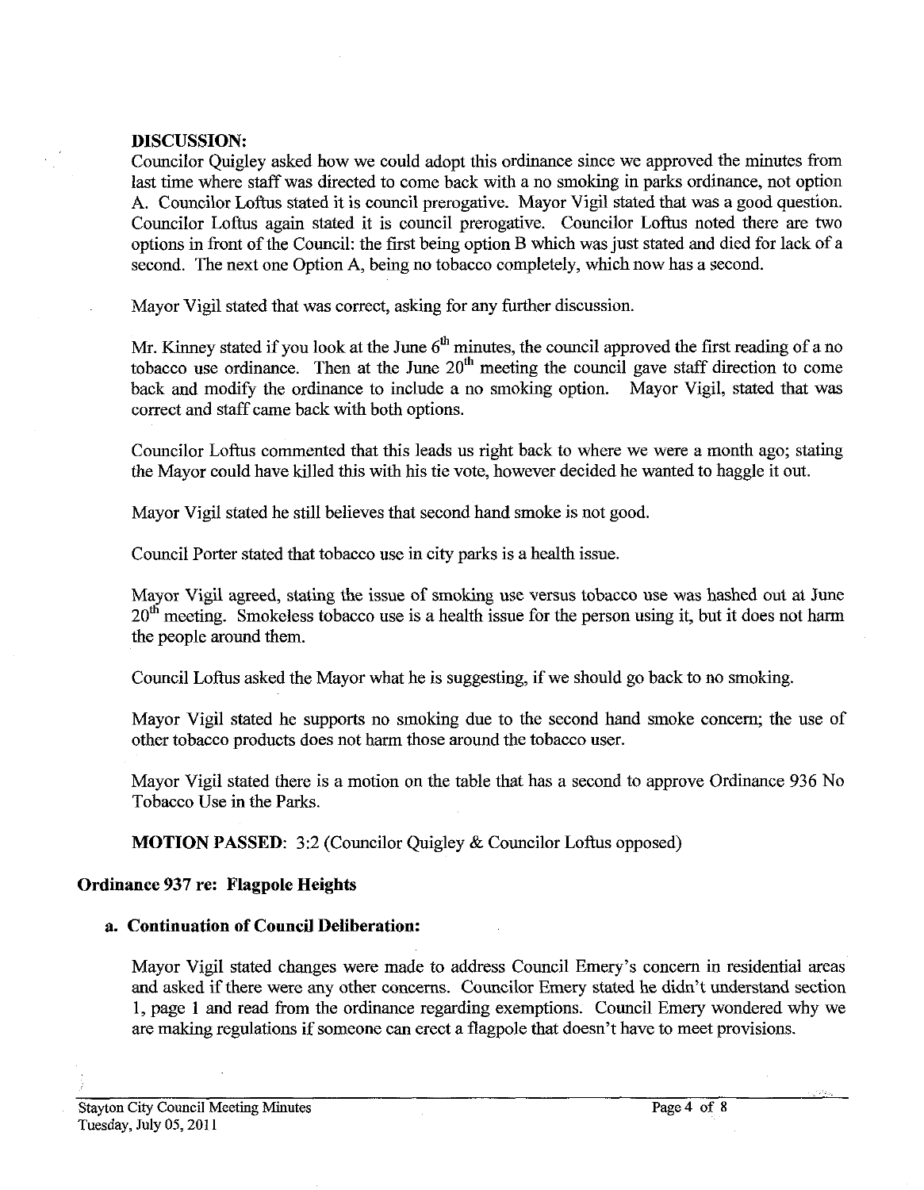**DISCUSSION:**

Councilor Quigley asked how we could adopt this ordinance since we approved the minutes from last time where staff was directed to come back with a no smoking in parks ordinance, not option A. Councilor Loftus stated it is council prerogative. Mayor Vigil stated that was a good question. Councilor Loftus again stated it is council prerogative. Councilor Loftus noted there are two options in front of the Council: the first being option B which was just stated and died for lack of a second. The next one Option A, being no tobacco completely, which now has a second.

Mayor Vigil stated that was correct, asking for any further discussion.

Mr. Kinney stated if you look at the June 6th minutes, the council approved the first reading of a no tobacco use ordinance. Then at the June 20th meeting the council gave staff direction to come back and modify the ordinance to include a no smoking option. Mayor Vigil, stated that was correct and staff came back with both options.

Councilor Loftus commented that this leads us right back to where we were a month ago; stating the Mayor could have killed this with his tie vote, however decided he wanted to haggle it out.

Mayor Vigil stated he still believes that second hand smoke is not good.

Council Porter stated that tobacco use in city parks is a health issue.

Mayor Vigil agreed, stating the issue of smoking use versus tobacco use was hashed out at June 20th meeting. Smokeless tobacco use is a health issue for the person using it, but it does not harm the people around them.

Council Loftus asked the Mayor what he is suggesting, if we should go back to no smoking.

Mayor Vigil stated he supports no smoking due to the second hand smoke concern; the use of other tobacco products does not harm those around the tobacco user.

Mayor Vigil stated there is a motion on the table that has a second to approve Ordinance 936 No Tobacco Use in the Parks.

**MOTION PASSED**: 3:2 (Councilor Quigley & Councilor Loftus opposed)

**Ordinance 937 re: Flagpole Heights**

**a. Continuation of Council Deliberation:**

Mayor Vigil stated changes were made to address Council Emery's concern in residential areas and asked if there were any other concerns. Councilor Emery stated he didn't understand section 1, page 1 and read from the ordinance regarding exemptions. Council Emery wondered why we are making regulations if someone can erect a flagpole that doesn't have to meet provisions.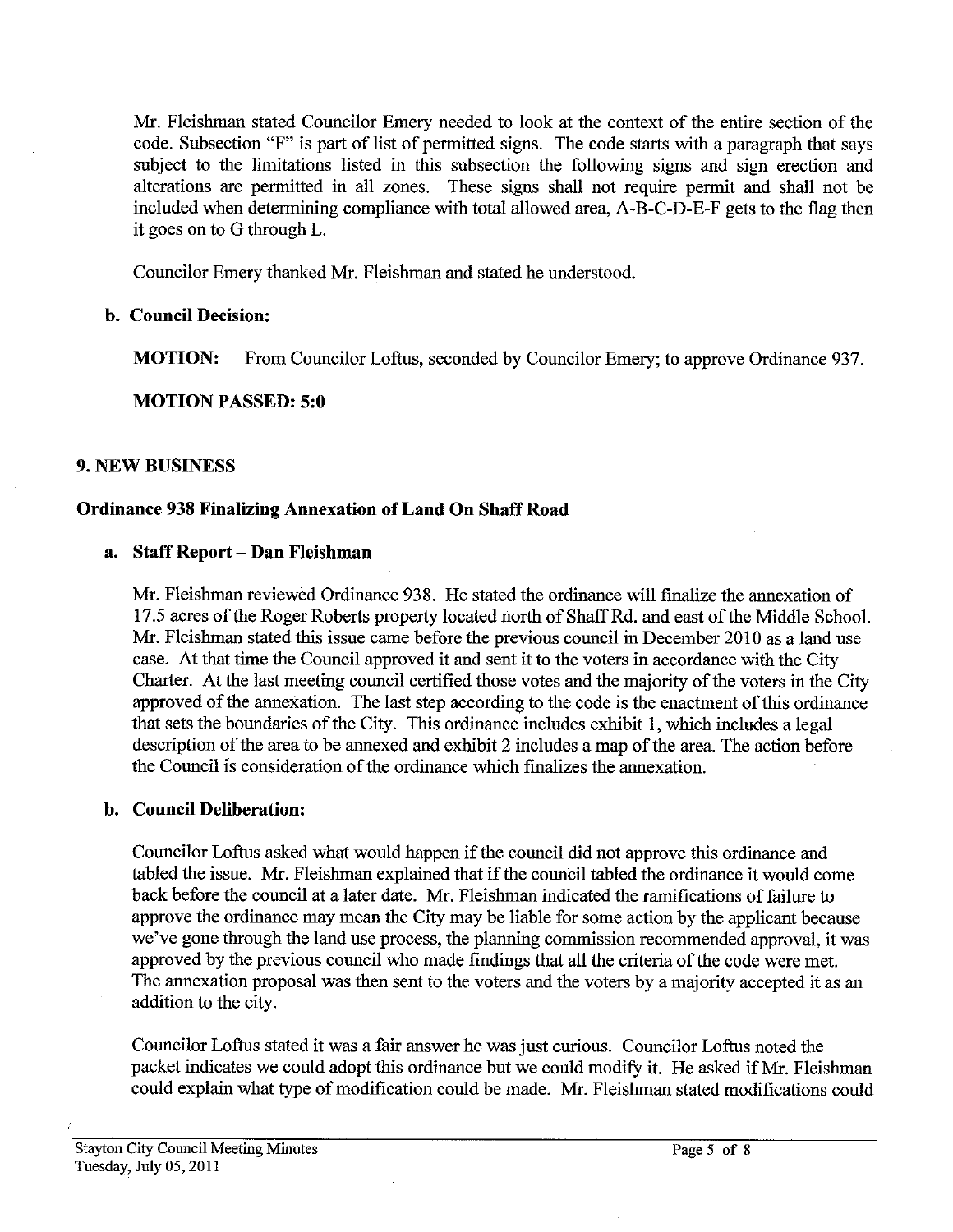Mr. Fleishman stated Councilor Emery needed to look at the context of the entire section of the code. Subsection "F" is part of list of permitted signs. The code starts with a paragraph that says subject to the limitations listed in this subsection the following signs and sign erection and alterations are permitted in all zones. These signs shall not require permit and shall not be included when determining compliance with total allowed area, A-B-C-D-E-F gets to the flag then it goes on to G through L.

Councilor Emery thanked Mr. Fleishman and stated he understood.

**b. Council Decision:**

**MOTION:** From Councilor Loftus, seconded by Councilor Emery; to approve Ordinance 937.

**MOTION PASSED: 5:0**

## 9. NEW BUSINESS

### Ordinance 938 Finalizing Annexation of Land On Shaff Road

**a. Staff Report – Dan Fleishman**

Mr. Fleishman reviewed Ordinance 938. He stated the ordinance will finalize the annexation of 17.5 acres of the Roger Roberts property located north of Shaff Rd. and east of the Middle School. Mr. Fleishman stated this issue came before the previous council in December 2010 as a land use case. At that time the Council approved it and sent it to the voters in accordance with the City Charter. At the last meeting council certified those votes and the majority of the voters in the City approved of the annexation. The last step according to the code is the enactment of this ordinance that sets the boundaries of the City. This ordinance includes exhibit 1, which includes a legal description of the area to be annexed and exhibit 2 includes a map of the area. The action before the Council is consideration of the ordinance which finalizes the annexation.

**b. Council Deliberation:**

Councilor Loftus asked what would happen if the council did not approve this ordinance and tabled the issue. Mr. Fleishman explained that if the council tabled the ordinance it would come back before the council at a later date. Mr. Fleishman indicated the ramifications of failure to approve the ordinance may mean the City may be liable for some action by the applicant because we've gone through the land use process, the planning commission recommended approval, it was approved by the previous council who made findings that all the criteria of the code were met. The annexation proposal was then sent to the voters and the voters by a majority accepted it as an addition to the city.

Councilor Loftus stated it was a fair answer he was just curious. Councilor Loftus noted the packet indicates we could adopt this ordinance but we could modify it. He asked if Mr. Fleishman could explain what type of modification could be made. Mr. Fleishman stated modifications could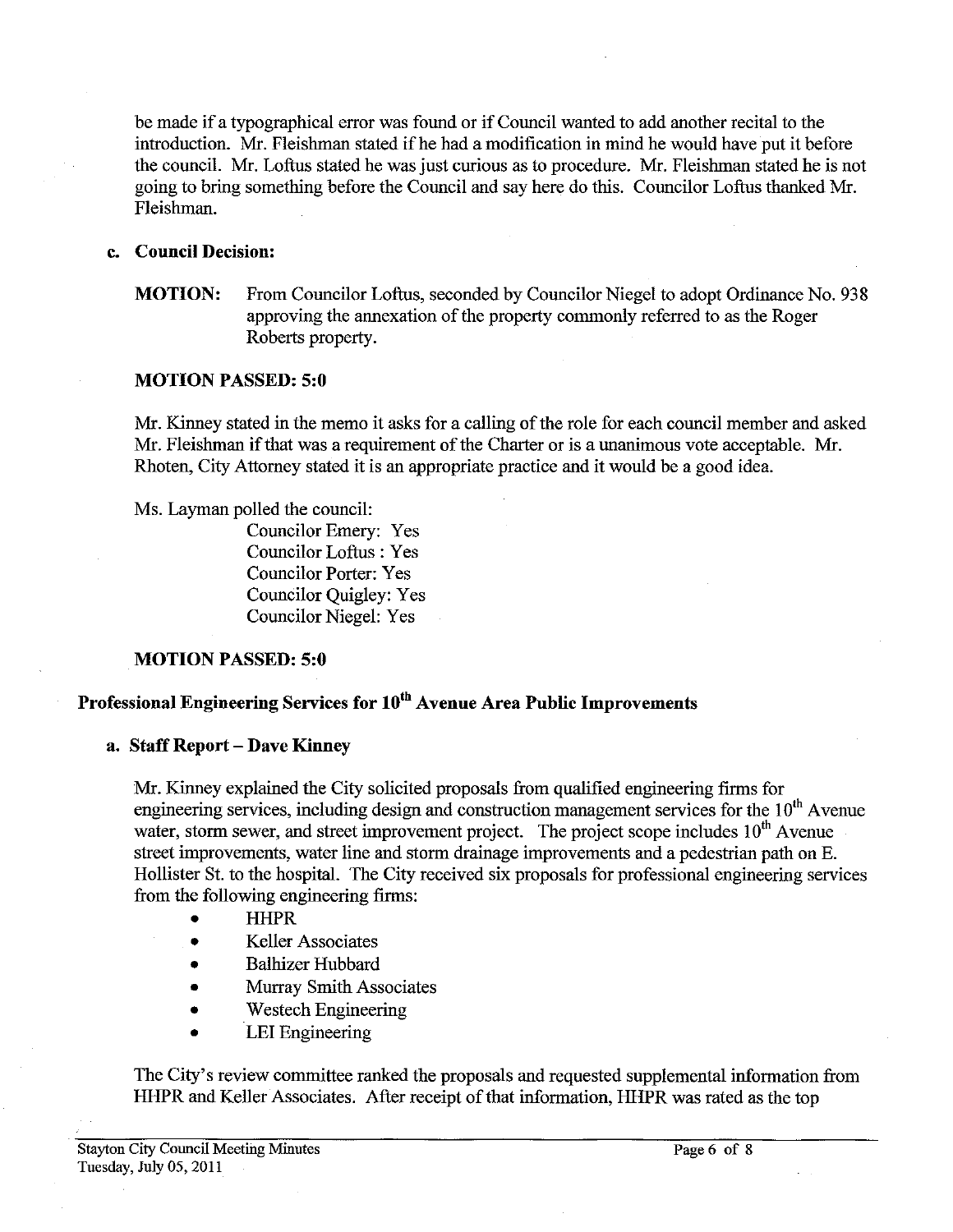be made if a typographical error was found or if Council wanted to add another recital to the introduction. Mr. Fleishman stated if he had a modification in mind he would have put it before the council. Mr. Loftus stated he was just curious as to procedure. Mr. Fleishman stated he is not going to bring something before the Council and say here do this. Councilor Loftus thanked Mr. Fleishman.

**c. Council Decision:**

**MOTION:** From Councilor Loftus, seconded by Councilor Niegel to adopt Ordinance No. 938 approving the annexation of the property commonly referred to as the Roger Roberts property.

**MOTION PASSED: 5:0**

Mr. Kinney stated in the memo it asks for a calling of the role for each council member and asked Mr. Fleishman if that was a requirement of the Charter or is a unanimous vote acceptable. Mr. Rhoten, City Attorney stated it is an appropriate practice and it would be a good idea.

Ms. Layman polled the council:

Councilor Emery: Yes
Councilor Loftus : Yes
Councilor Porter: Yes
Councilor Quigley: Yes
Councilor Niegel: Yes

**MOTION PASSED: 5:0**

## Professional Engineering Services for 10th Avenue Area Public Improvements

**a. Staff Report – Dave Kinney**

Mr. Kinney explained the City solicited proposals from qualified engineering firms for engineering services, including design and construction management services for the 10th Avenue water, storm sewer, and street improvement project. The project scope includes 10th Avenue street improvements, water line and storm drainage improvements and a pedestrian path on E. Hollister St. to the hospital. The City received six proposals for professional engineering services from the following engineering firms:

- HHPR
- Keller Associates
- Balhizer Hubbard
- Murray Smith Associates
- Westech Engineering
- LEI Engineering

The City's review committee ranked the proposals and requested supplemental information from HHPR and Keller Associates. After receipt of that information, HHPR was rated as the top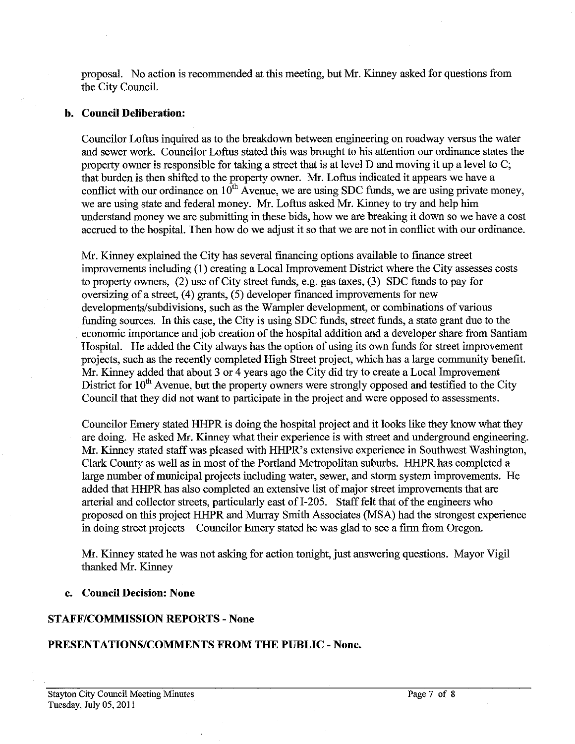proposal. No action is recommended at this meeting, but Mr. Kinney asked for questions from the City Council.

**b. Council Deliberation:**

Councilor Loftus inquired as to the breakdown between engineering on roadway versus the water and sewer work. Councilor Loftus stated this was brought to his attention our ordinance states the property owner is responsible for taking a street that is at level D and moving it up a level to C; that burden is then shifted to the property owner. Mr. Loftus indicated it appears we have a conflict with our ordinance on 10th Avenue, we are using SDC funds, we are using private money, we are using state and federal money. Mr. Loftus asked Mr. Kinney to try and help him understand money we are submitting in these bids, how we are breaking it down so we have a cost accrued to the hospital. Then how do we adjust it so that we are not in conflict with our ordinance.

Mr. Kinney explained the City has several financing options available to finance street improvements including (1) creating a Local Improvement District where the City assesses costs to property owners, (2) use of City street funds, e.g. gas taxes, (3) SDC funds to pay for oversizing of a street, (4) grants, (5) developer financed improvements for new developments/subdivisions, such as the Wampler development, or combinations of various funding sources. In this case, the City is using SDC funds, street funds, a state grant due to the economic importance and job creation of the hospital addition and a developer share from Santiam Hospital. He added the City always has the option of using its own funds for street improvement projects, such as the recently completed High Street project, which has a large community benefit. Mr. Kinney added that about 3 or 4 years ago the City did try to create a Local Improvement District for 10th Avenue, but the property owners were strongly opposed and testified to the City Council that they did not want to participate in the project and were opposed to assessments.

Councilor Emery stated HHPR is doing the hospital project and it looks like they know what they are doing. He asked Mr. Kinney what their experience is with street and underground engineering. Mr. Kinney stated staff was pleased with HHPR's extensive experience in Southwest Washington, Clark County as well as in most of the Portland Metropolitan suburbs. HHPR has completed a large number of municipal projects including water, sewer, and storm system improvements. He added that HHPR has also completed an extensive list of major street improvements that are arterial and collector streets, particularly east of I-205. Staff felt that of the engineers who proposed on this project HHPR and Murray Smith Associates (MSA) had the strongest experience in doing street projects Councilor Emery stated he was glad to see a firm from Oregon.

Mr. Kinney stated he was not asking for action tonight, just answering questions. Mayor Vigil thanked Mr. Kinney

**c. Council Decision: None**

## STAFF/COMMISSION REPORTS - None

## PRESENTATIONS/COMMENTS FROM THE PUBLIC - None.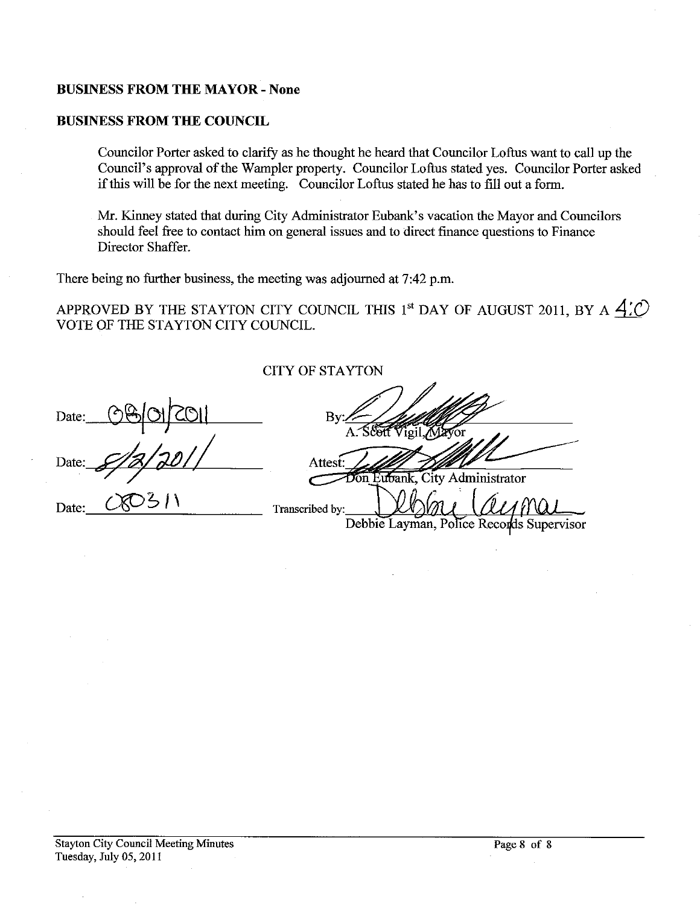**BUSINESS FROM THE MAYOR - None**

**BUSINESS FROM THE COUNCIL**

Councilor Porter asked to clarify as he thought he heard that Councilor Loftus want to call up the Council's approval of the Wampler property. Councilor Loftus stated yes. Councilor Porter asked if this will be for the next meeting. Councilor Loftus stated he has to fill out a form.

Mr. Kinney stated that during City Administrator Eubank's vacation the Mayor and Councilors should feel free to contact him on general issues and to direct finance questions to Finance Director Shaffer.

There being no further business, the meeting was adjourned at 7:42 p.m.

APPROVED BY THE STAYTON CITY COUNCIL THIS 1st DAY OF AUGUST 2011, BY A 4:0 VOTE OF THE STAYTON CITY COUNCIL.

CITY OF STAYTON

Date: 08/01/2011 By: A. Scott Vigil, Mayor

Date: 8/2/2011 Attest: Don Eubank, City Administrator

Date: 080311 Transcribed by: Debbie Layman, Police Records Supervisor